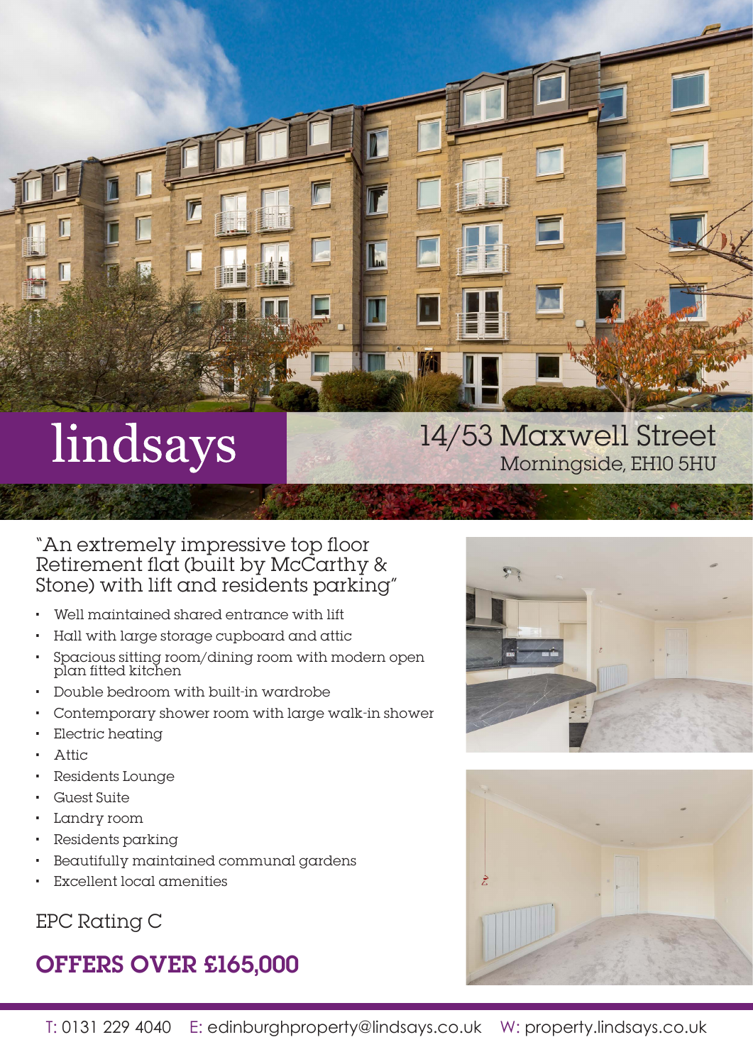lindsays

# 14/53 Maxwell Street

Morningside, EH10 5HU

"An extremely impressive top floor Retirement flat (built by McCarthy & Stone) with lift and residents parking"

- Well maintained shared entrance with lift
- Hall with large storage cupboard and attic
- Spacious sitting room/dining room with modern open plan fitted kitchen
- Double bedroom with built-in wardrobe
- Contemporary shower room with large walk-in shower
- Electric heating
- Attic
- Residents Lounge
- Guest Suite
- Landry room
- Residents parking
- Beautifully maintained communal gardens
- Excellent local amenities

EPC Rating C

## OFFERS OVER £165,000

T: 0131 229 4040 E: edinburghproperty@lindsays.co.uk W: property.lindsays.co.uk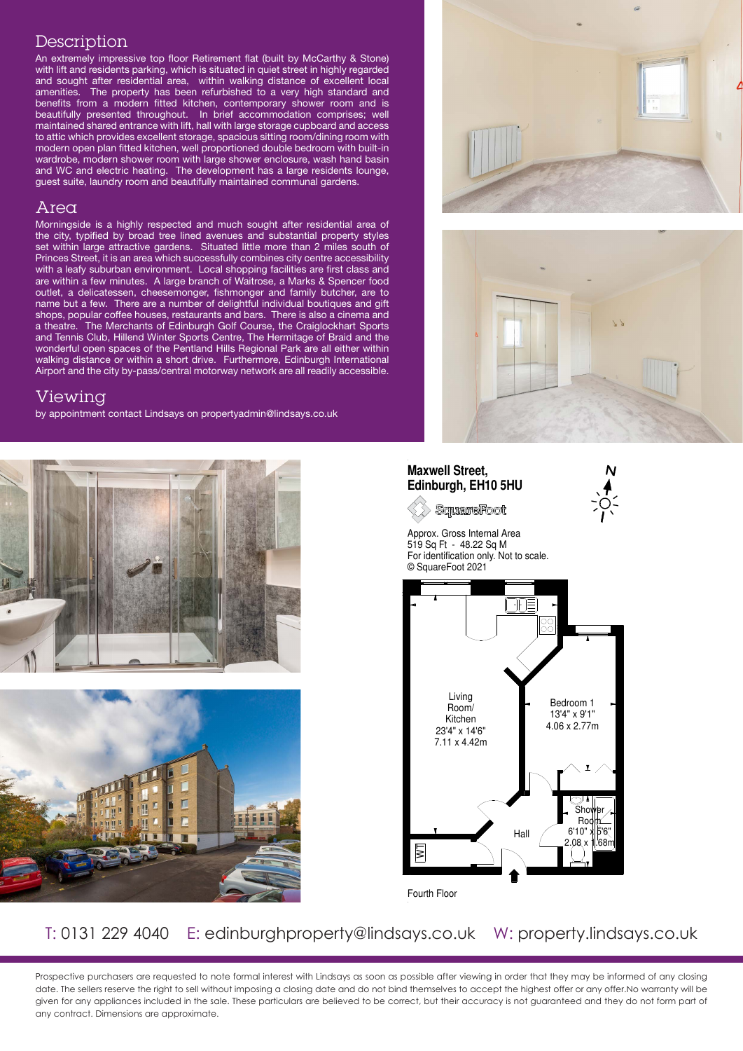## Description

An extremely impressive top floor Retirement flat (built by McCarthy & Stone) with lift and residents parking, which is situated in quiet street in highly regarded and sought after residential area, within walking distance of excellent local amenities. The property has been refurbished to a very high standard and benefits from a modern fitted kitchen, contemporary shower room and is beautifully presented throughout. In brief accommodation comprises; well maintained shared entrance with lift, hall with large storage cupboard and access to attic which provides excellent storage, spacious sitting room/dining room with modern open plan fitted kitchen, well proportioned double bedroom with built-in wardrobe, modern shower room with large shower enclosure, wash hand basin and WC and electric heating. The development has a large residents lounge, guest suite, laundry room and beautifully maintained communal gardens.

## Area

Morningside is a highly respected and much sought after residential area of the city, typified by broad tree lined avenues and substantial property styles set within large attractive gardens. Situated little more than 2 miles south of Princes Street, it is an area which successfully combines city centre accessibility with a leafy suburban environment. Local shopping facilities are first class and are within a few minutes. A large branch of Waitrose, a Marks & Spencer food outlet, a delicatessen, cheesemonger, fishmonger and family butcher, are to name but a few. There are a number of delightful individual boutiques and gift shops, popular coffee houses, restaurants and bars. There is also a cinema and a theatre. The Merchants of Edinburgh Golf Course, the Craiglockhart Sports and Tennis Club, Hillend Winter Sports Centre, The Hermitage of Braid and the wonderful open spaces of the Pentland Hills Regional Park are all either within walking distance or within a short drive. Furthermore, Edinburgh International Airport and the city by-pass/central motorway network are all readily accessible.

## Viewing

by appointment contact Lindsays on propertyadmin@lindsays.co.uk

**Maxwell Street,**
**Edinburgh, EH10 5HU**

SquareFoot

Approx. Gross Internal Area
519 Sq Ft - 48.22 Sq M
For identification only. Not to scale.
© SquareFoot 2021

Living Room/ Kitchen
23'4" x 14'6"
7.11 x 4.42m

Bedroom 1
13'4" x 9'1"
4.06 x 2.77m

Shower Room
6'10" x 5'6"
2.08 x 1.68m

Hall

Fourth Floor

T: 0131 229 4040 E: edinburghproperty@lindsays.co.uk W: property.lindsays.co.uk

Prospective purchasers are requested to note formal interest with Lindsays as soon as possible after viewing in order that they may be informed of any closing date. The sellers reserve the right to sell without imposing a closing date and do not bind themselves to accept the highest offer or any offer.No warranty will be given for any appliances included in the sale. These particulars are believed to be correct, but their accuracy is not guaranteed and they do not form part of any contract. Dimensions are approximate.